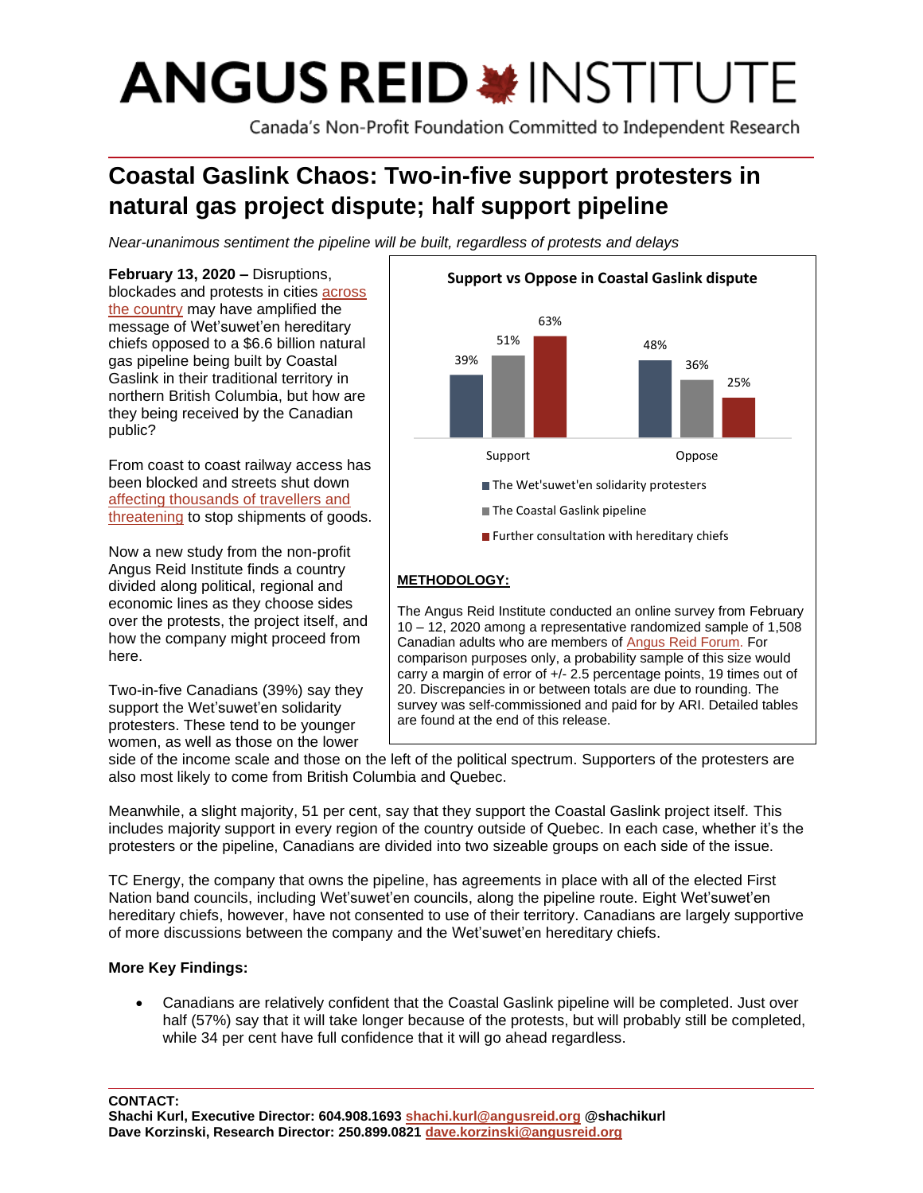# Coastal Gaslink Chaos: Two-in-five support protesters in natural gas project dispute; half support pipeline

*Near-unanimous sentiment the pipeline will be built, regardless of protests and delays*

**February 13, 2020 –** Disruptions, blockades and protests in cities across the country may have amplified the message of Wet'suwet'en hereditary chiefs opposed to a $6.6 billion natural gas pipeline being built by Coastal Gaslink in their traditional territory in northern British Columbia, but how are they being received by the Canadian public?

From coast to coast railway access has been blocked and streets shut down affecting thousands of travellers and threatening to stop shipments of goods.

Now a new study from the non-profit Angus Reid Institute finds a country divided along political, regional and economic lines as they choose sides over the protests, the project itself, and how the company might proceed from here.

Two-in-five Canadians (39%) say they support the Wet'suwet'en solidarity protesters. These tend to be younger women, as well as those on the lower side of the income scale and those on the left of the political spectrum. Supporters of the protesters are also most likely to come from British Columbia and Quebec.

**Support vs Oppose in Coastal Gaslink dispute**

| | Support | Oppose |
|---|---|---|
| The Wet'suwet'en solidarity protesters | 39% | 48% |
| The Coastal Gaslink pipeline | 51% | 36% |
| Further consultation with hereditary chiefs | 63% | 25% |

**METHODOLOGY:**

The Angus Reid Institute conducted an online survey from February 10 – 12, 2020 among a representative randomized sample of 1,508 Canadian adults who are members of Angus Reid Forum. For comparison purposes only, a probability sample of this size would carry a margin of error of +/- 2.5 percentage points, 19 times out of 20. Discrepancies in or between totals are due to rounding. The survey was self-commissioned and paid for by ARI. Detailed tables are found at the end of this release.

Meanwhile, a slight majority, 51 per cent, say that they support the Coastal Gaslink project itself. This includes majority support in every region of the country outside of Quebec. In each case, whether it's the protesters or the pipeline, Canadians are divided into two sizeable groups on each side of the issue.

TC Energy, the company that owns the pipeline, has agreements in place with all of the elected First Nation band councils, including Wet'suwet'en councils, along the pipeline route. Eight Wet'suwet'en hereditary chiefs, however, have not consented to use of their territory. Canadians are largely supportive of more discussions between the company and the Wet'suwet'en hereditary chiefs.

**More Key Findings:**

- Canadians are relatively confident that the Coastal Gaslink pipeline will be completed. Just over half (57%) say that it will take longer because of the protests, but will probably still be completed, while 34 per cent have full confidence that it will go ahead regardless.

**CONTACT:**
**Shachi Kurl, Executive Director: 604.908.1693 shachi.kurl@angusreid.org @shachikurl**
**Dave Korzinski, Research Director: 250.899.0821 dave.korzinski@angusreid.org**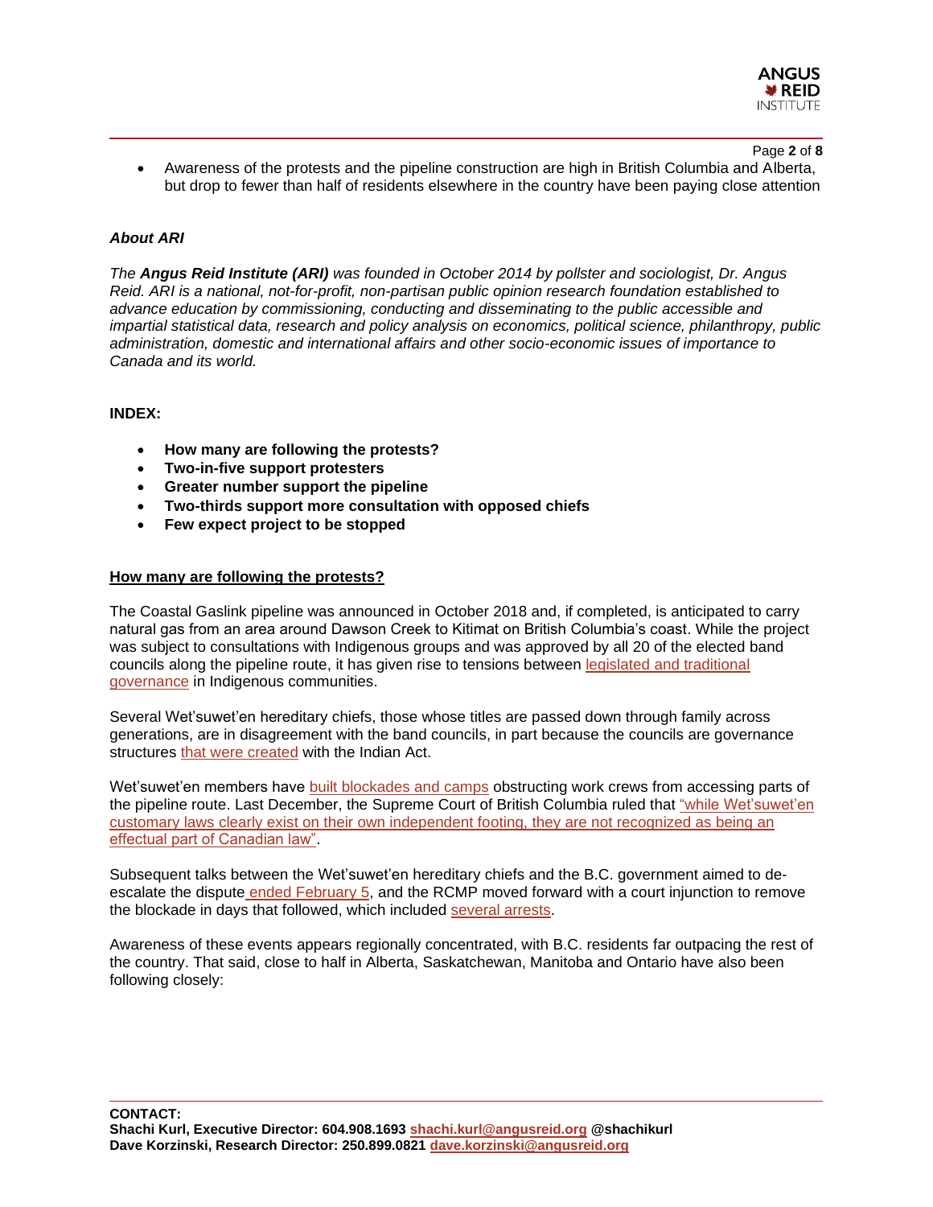- Awareness of the protests and the pipeline construction are high in British Columbia and Alberta, but drop to fewer than half of residents elsewhere in the country have been paying close attention

### *About ARI*

*The **Angus Reid Institute (ARI)** was founded in October 2014 by pollster and sociologist, Dr. Angus Reid. ARI is a national, not-for-profit, non-partisan public opinion research foundation established to advance education by commissioning, conducting and disseminating to the public accessible and impartial statistical data, research and policy analysis on economics, political science, philanthropy, public administration, domestic and international affairs and other socio-economic issues of importance to Canada and its world.*

**INDEX:**

- **How many are following the protests?**
- **Two-in-five support protesters**
- **Greater number support the pipeline**
- **Two-thirds support more consultation with opposed chiefs**
- **Few expect project to be stopped**

## How many are following the protests?

The Coastal Gaslink pipeline was announced in October 2018 and, if completed, is anticipated to carry natural gas from an area around Dawson Creek to Kitimat on British Columbia's coast. While the project was subject to consultations with Indigenous groups and was approved by all 20 of the elected band councils along the pipeline route, it has given rise to tensions between legislated and traditional governance in Indigenous communities.

Several Wet'suwet'en hereditary chiefs, those whose titles are passed down through family across generations, are in disagreement with the band councils, in part because the councils are governance structures that were created with the Indian Act.

Wet'suwet'en members have built blockades and camps obstructing work crews from accessing parts of the pipeline route. Last December, the Supreme Court of British Columbia ruled that "while Wet'suwet'en customary laws clearly exist on their own independent footing, they are not recognized as being an effectual part of Canadian law".

Subsequent talks between the Wet'suwet'en hereditary chiefs and the B.C. government aimed to de-escalate the dispute ended February 5, and the RCMP moved forward with a court injunction to remove the blockade in days that followed, which included several arrests.

Awareness of these events appears regionally concentrated, with B.C. residents far outpacing the rest of the country. That said, close to half in Alberta, Saskatchewan, Manitoba and Ontario have also been following closely:

**CONTACT:**
**Shachi Kurl, Executive Director: 604.908.1693 shachi.kurl@angusreid.org @shachikurl**
**Dave Korzinski, Research Director: 250.899.0821 dave.korzinski@angusreid.org**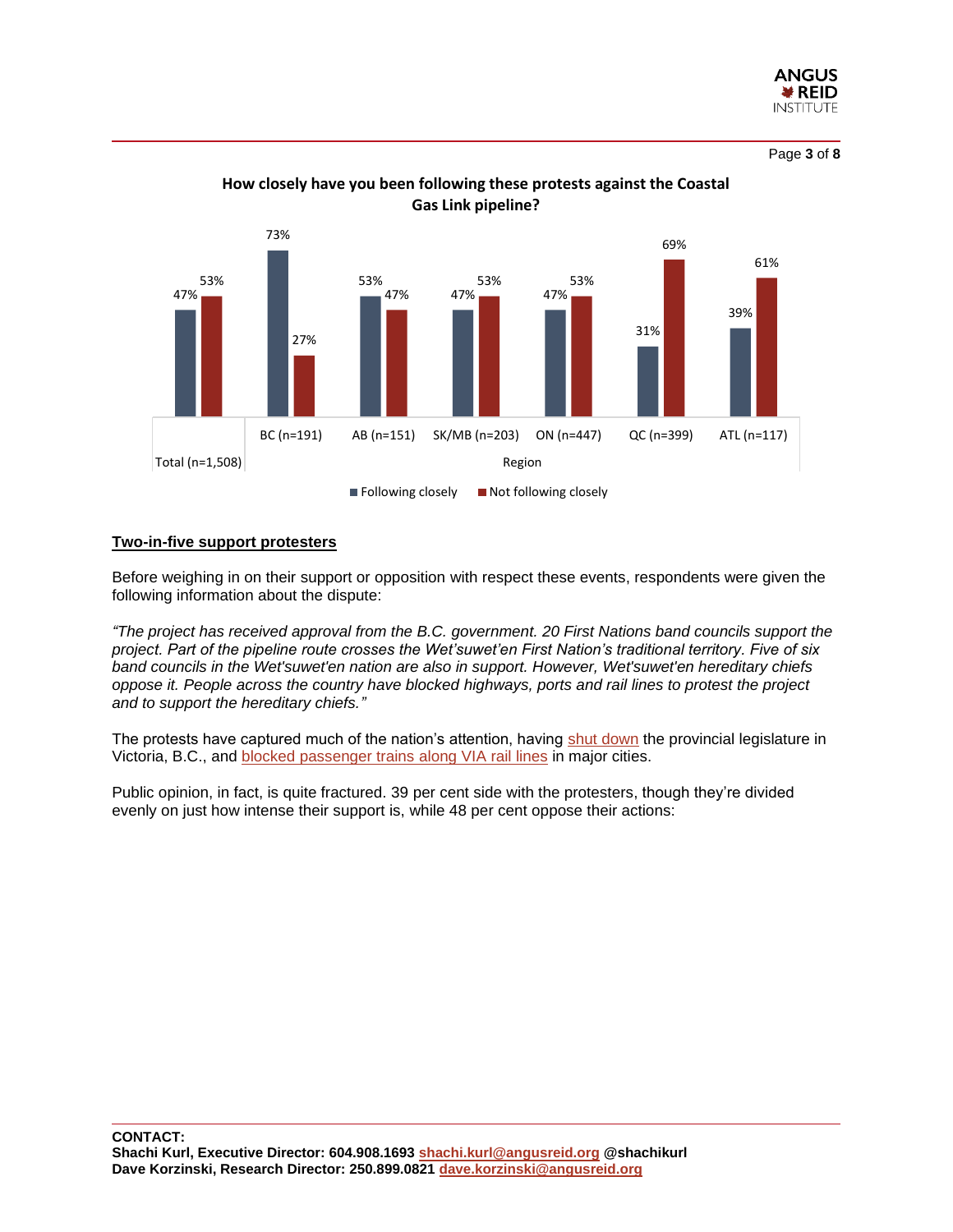**How closely have you been following these protests against the Coastal Gas Link pipeline?**

| | Total (n=1,508) | BC (n=191) | AB (n=151) | SK/MB (n=203) | ON (n=447) | QC (n=399) | ATL (n=117) |
|---|---|---|---|---|---|---|---|
| Following closely | 47% | 73% | 53% | 47% | 47% | 31% | 39% |
| Not following closely | 53% | 27% | 47% | 53% | 53% | 69% | 61% |

## Two-in-five support protesters

Before weighing in on their support or opposition with respect these events, respondents were given the following information about the dispute:

*"The project has received approval from the B.C. government. 20 First Nations band councils support the project. Part of the pipeline route crosses the Wet'suwet'en First Nation's traditional territory. Five of six band councils in the Wet'suwet'en nation are also in support. However, Wet'suwet'en hereditary chiefs oppose it. People across the country have blocked highways, ports and rail lines to protest the project and to support the hereditary chiefs."*

The protests have captured much of the nation's attention, having shut down the provincial legislature in Victoria, B.C., and blocked passenger trains along VIA rail lines in major cities.

Public opinion, in fact, is quite fractured. 39 per cent side with the protesters, though they're divided evenly on just how intense their support is, while 48 per cent oppose their actions:

**CONTACT:**
**Shachi Kurl, Executive Director: 604.908.1693 shachi.kurl@angusreid.org @shachikurl**
**Dave Korzinski, Research Director: 250.899.0821 dave.korzinski@angusreid.org**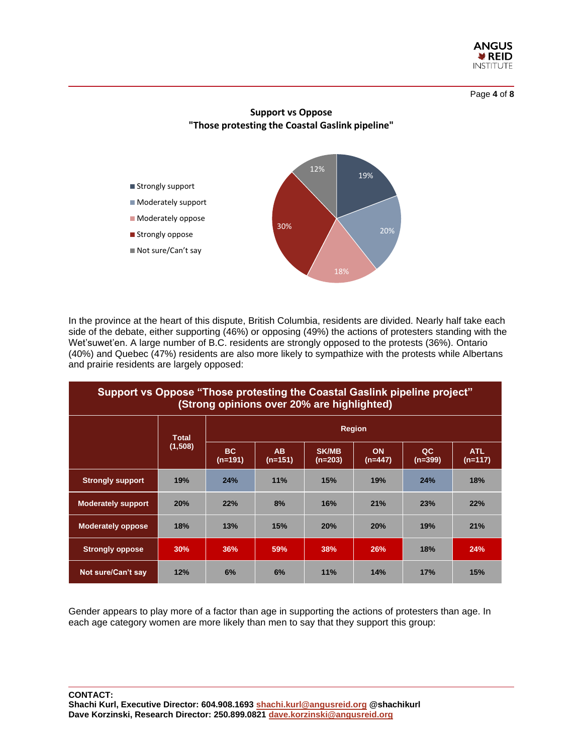**Support vs Oppose**
**"Those protesting the Coastal Gaslink pipeline"**

| Response | % |
|---|---|
| Strongly support | 19% |
| Moderately support | 20% |
| Moderately oppose | 18% |
| Strongly oppose | 30% |
| Not sure/Can't say | 12% |

In the province at the heart of this dispute, British Columbia, residents are divided. Nearly half take each side of the debate, either supporting (46%) or opposing (49%) the actions of protesters standing with the Wet'suwet'en. A large number of B.C. residents are strongly opposed to the protests (36%). Ontario (40%) and Quebec (47%) residents are also more likely to sympathize with the protests while Albertans and prairie residents are largely opposed:

**Support vs Oppose "Those protesting the Coastal Gaslink pipeline project" (Strong opinions over 20% are highlighted)**

| | Total (1,508) | Region | | | | | |
|---|---|---|---|---|---|---|---|
| | | BC (n=191) | AB (n=151) | SK/MB (n=203) | ON (n=447) | QC (n=399) | ATL (n=117) |
| **Strongly support** | 19% | 24% | 11% | 15% | 19% | 24% | 18% |
| **Moderately support** | 20% | 22% | 8% | 16% | 21% | 23% | 22% |
| **Moderately oppose** | 18% | 13% | 15% | 20% | 20% | 19% | 21% |
| **Strongly oppose** | 30% | 36% | 59% | 38% | 26% | 18% | 24% |
| **Not sure/Can't say** | 12% | 6% | 6% | 11% | 14% | 17% | 15% |

Gender appears to play more of a factor than age in supporting the actions of protesters than age. In each age category women are more likely than men to say that they support this group:

**CONTACT:**
**Shachi Kurl, Executive Director: 604.908.1693 shachi.kurl@angusreid.org @shachikurl**
**Dave Korzinski, Research Director: 250.899.0821 dave.korzinski@angusreid.org**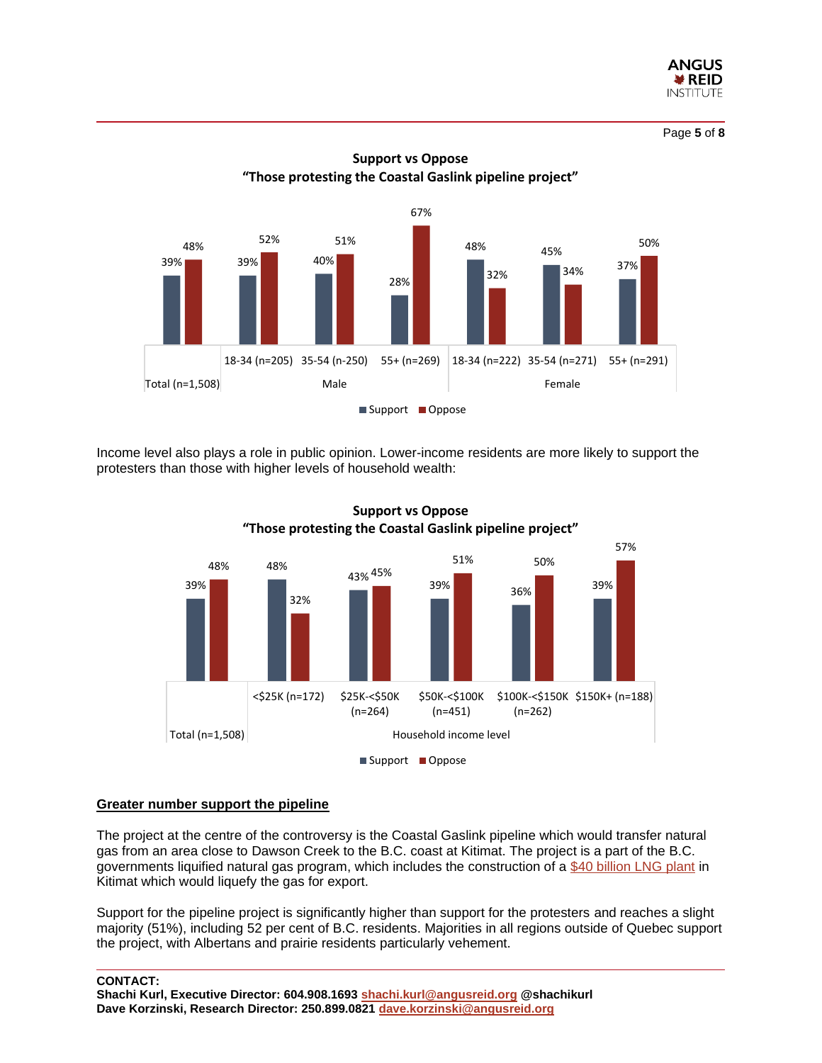**Support vs Oppose**
**"Those protesting the Coastal Gaslink pipeline project"**

| | Total (n=1,508) | Male 18-34 (n=205) | Male 35-54 (n-250) | Male 55+ (n=269) | Female 18-34 (n=222) | Female 35-54 (n=271) | Female 55+ (n=291) |
|---|---|---|---|---|---|---|---|
| Support | 39% | 39% | 40% | 28% | 48% | 45% | 37% |
| Oppose | 48% | 52% | 51% | 67% | 32% | 34% | 50% |

Income level also plays a role in public opinion. Lower-income residents are more likely to support the protesters than those with higher levels of household wealth:

**Support vs Oppose**
**"Those protesting the Coastal Gaslink pipeline project"**

| | Total (n=1,508) | <$25K (n=172) | $25K-<$50K (n=264) | $50K-<$100K (n=451) | $100K-<$150K (n=262) | $150K+ (n=188) |
|---|---|---|---|---|---|---|
| Support | 39% | 48% | 43% | 39% | 36% | 39% |
| Oppose | 48% | 32% | 45% | 51% | 50% | 57% |

Household income level

## Greater number support the pipeline

The project at the centre of the controversy is the Coastal Gaslink pipeline which would transfer natural gas from an area close to Dawson Creek to the B.C. coast at Kitimat. The project is a part of the B.C. governments liquified natural gas program, which includes the construction of a $40 billion LNG plant in Kitimat which would liquefy the gas for export.

Support for the pipeline project is significantly higher than support for the protesters and reaches a slight majority (51%), including 52 per cent of B.C. residents. Majorities in all regions outside of Quebec support the project, with Albertans and prairie residents particularly vehement.

**CONTACT:**
**Shachi Kurl, Executive Director: 604.908.1693 shachi.kurl@angusreid.org @shachikurl**
**Dave Korzinski, Research Director: 250.899.0821 dave.korzinski@angusreid.org**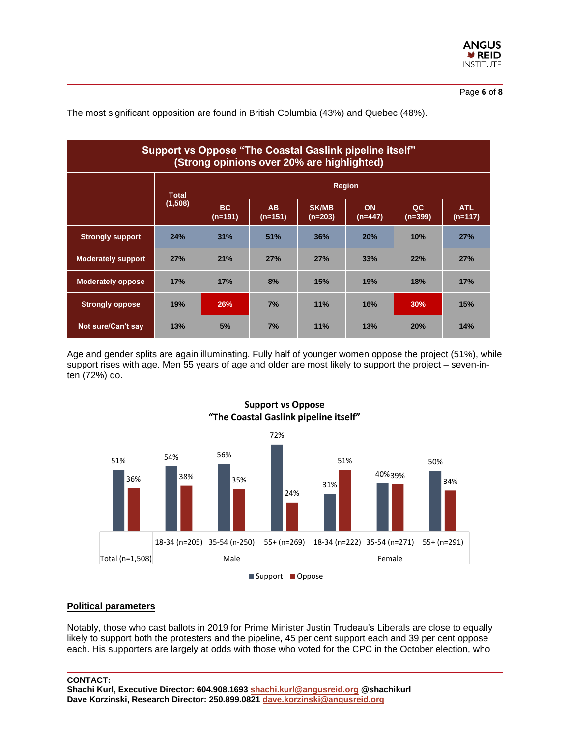The most significant opposition are found in British Columbia (43%) and Quebec (48%).

| Support vs Oppose "The Coastal Gaslink pipeline itself" (Strong opinions over 20% are highlighted) | | | | | | | |
|---|---|---|---|---|---|---|---|
| | Total (1,508) | Region | | | | | |
| | | BC (n=191) | AB (n=151) | SK/MB (n=203) | ON (n=447) | QC (n=399) | ATL (n=117) |
| Strongly support | 24% | 31% | 51% | 36% | 20% | 10% | 27% |
| Moderately support | 27% | 21% | 27% | 27% | 33% | 22% | 27% |
| Moderately oppose | 17% | 17% | 8% | 15% | 19% | 18% | 17% |
| Strongly oppose | 19% | 26% | 7% | 11% | 16% | 30% | 15% |
| Not sure/Can't say | 13% | 5% | 7% | 11% | 13% | 20% | 14% |

Age and gender splits are again illuminating. Fully half of younger women oppose the project (51%), while support rises with age. Men 55 years of age and older are most likely to support the project – seven-in-ten (72%) do.

**Support vs Oppose "The Coastal Gaslink pipeline itself"**

| | | Support | Oppose |
|---|---|---|---|
| Total (n=1,508) | | 51% | 36% |
| Male | 18-34 (n=205) | 54% | 38% |
| Male | 35-54 (n-250) | 56% | 35% |
| Male | 55+ (n=269) | 72% | 24% |
| Female | 18-34 (n=222) | 31% | 51% |
| Female | 35-54 (n=271) | 40% | 39% |
| Female | 55+ (n=291) | 50% | 34% |

## Political parameters

Notably, those who cast ballots in 2019 for Prime Minister Justin Trudeau's Liberals are close to equally likely to support both the protesters and the pipeline, 45 per cent support each and 39 per cent oppose each. His supporters are largely at odds with those who voted for the CPC in the October election, who

**CONTACT:**
**Shachi Kurl, Executive Director: 604.908.1693 shachi.kurl@angusreid.org @shachikurl**
**Dave Korzinski, Research Director: 250.899.0821 dave.korzinski@angusreid.org**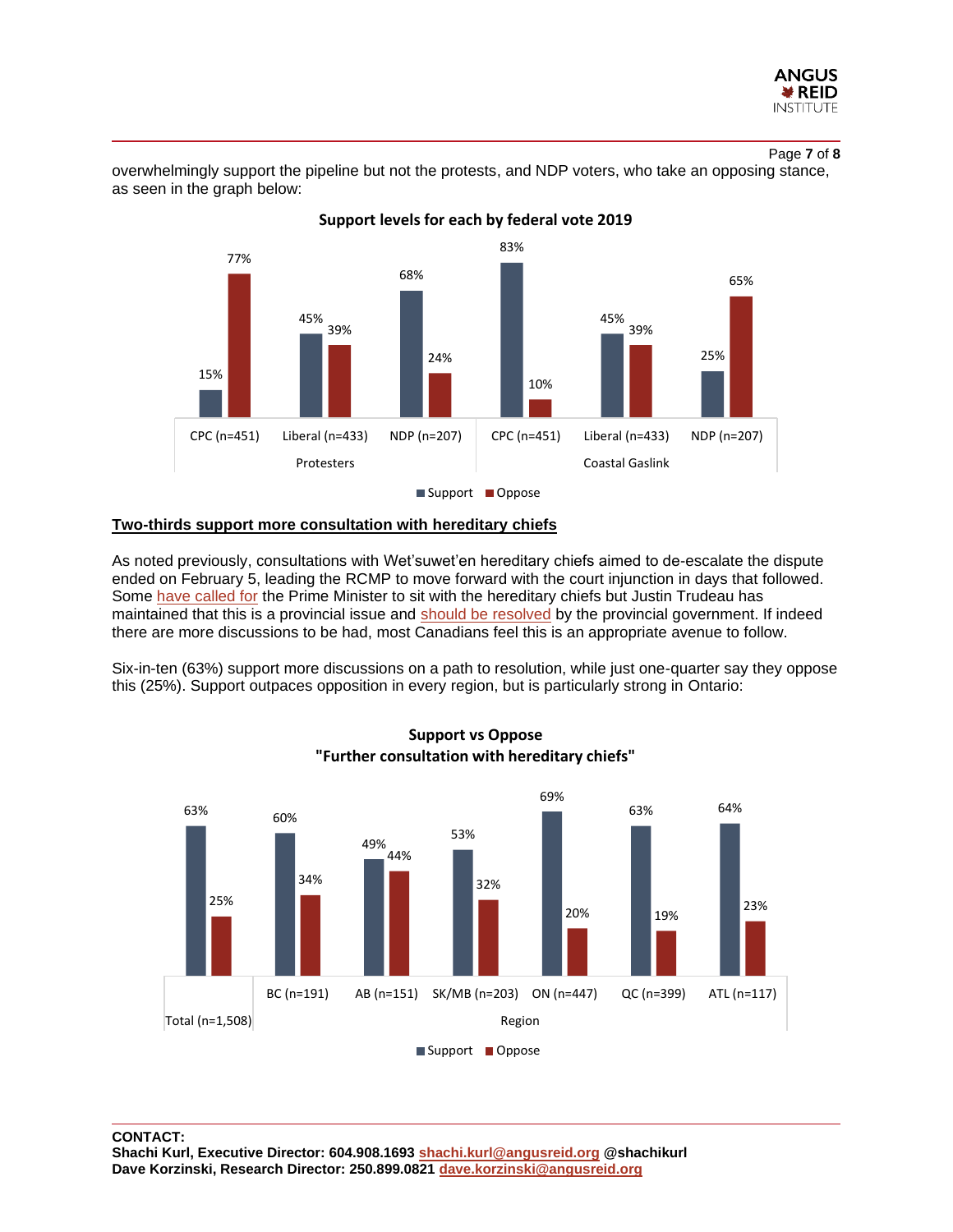overwhelmingly support the pipeline but not the protests, and NDP voters, who take an opposing stance, as seen in the graph below:

**Support levels for each by federal vote 2019**

| | | Support | Oppose |
|---|---|---|---|
| Protesters | CPC (n=451) | 15% | 77% |
| | Liberal (n=433) | 45% | 39% |
| | NDP (n=207) | 68% | 24% |
| Coastal Gaslink | CPC (n=451) | 83% | 10% |
| | Liberal (n=433) | 45% | 39% |
| | NDP (n=207) | 25% | 65% |

## Two-thirds support more consultation with hereditary chiefs

As noted previously, consultations with Wet'suwet'en hereditary chiefs aimed to de-escalate the dispute ended on February 5, leading the RCMP to move forward with the court injunction in days that followed. Some have called for the Prime Minister to sit with the hereditary chiefs but Justin Trudeau has maintained that this is a provincial issue and should be resolved by the provincial government. If indeed there are more discussions to be had, most Canadians feel this is an appropriate avenue to follow.

Six-in-ten (63%) support more discussions on a path to resolution, while just one-quarter say they oppose this (25%). Support outpaces opposition in every region, but is particularly strong in Ontario:

**Support vs Oppose "Further consultation with hereditary chiefs"**

| | Support | Oppose |
|---|---|---|
| Total (n=1,508) | 63% | 25% |
| BC (n=191) | 60% | 34% |
| AB (n=151) | 49% | 44% |
| SK/MB (n=203) | 53% | 32% |
| ON (n=447) | 69% | 20% |
| QC (n=399) | 63% | 19% |
| ATL (n=117) | 64% | 23% |

**CONTACT:**
**Shachi Kurl, Executive Director: 604.908.1693 shachi.kurl@angusreid.org @shachikurl**
**Dave Korzinski, Research Director: 250.899.0821 dave.korzinski@angusreid.org**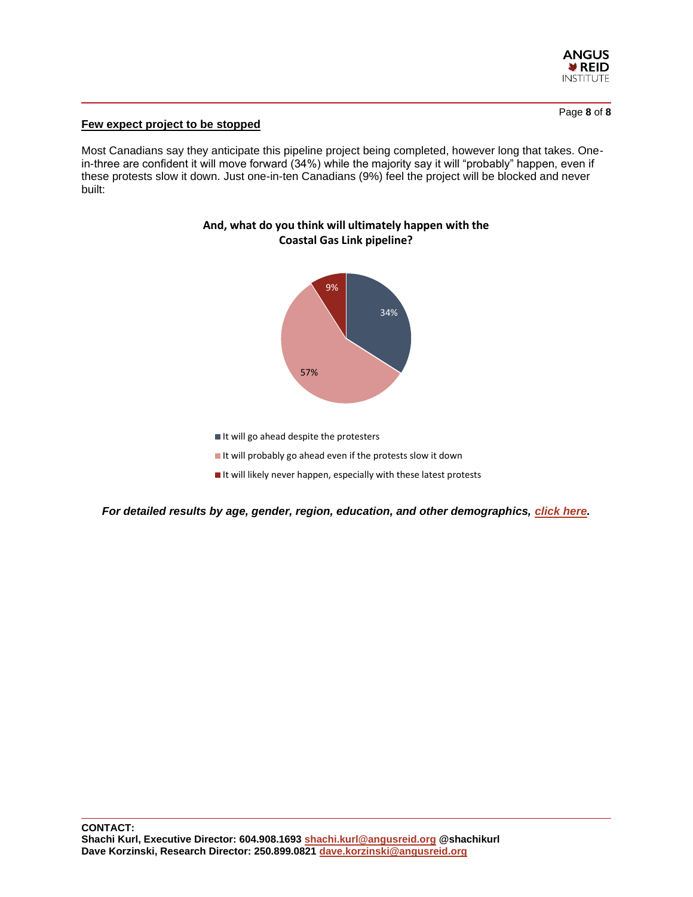## Few expect project to be stopped

Most Canadians say they anticipate this pipeline project being completed, however long that takes. One-in-three are confident it will move forward (34%) while the majority say it will "probably" happen, even if these protests slow it down. Just one-in-ten Canadians (9%) feel the project will be blocked and never built:

**And, what do you think will ultimately happen with the Coastal Gas Link pipeline?**

9%
34%
57%

It will go ahead despite the protesters
It will probably go ahead even if the protests slow it down
It will likely never happen, especially with these latest protests

***For detailed results by age, gender, region, education, and other demographics, click here.***

**CONTACT:**
**Shachi Kurl, Executive Director: 604.908.1693 shachi.kurl@angusreid.org @shachikurl**
**Dave Korzinski, Research Director: 250.899.0821 dave.korzinski@angusreid.org**